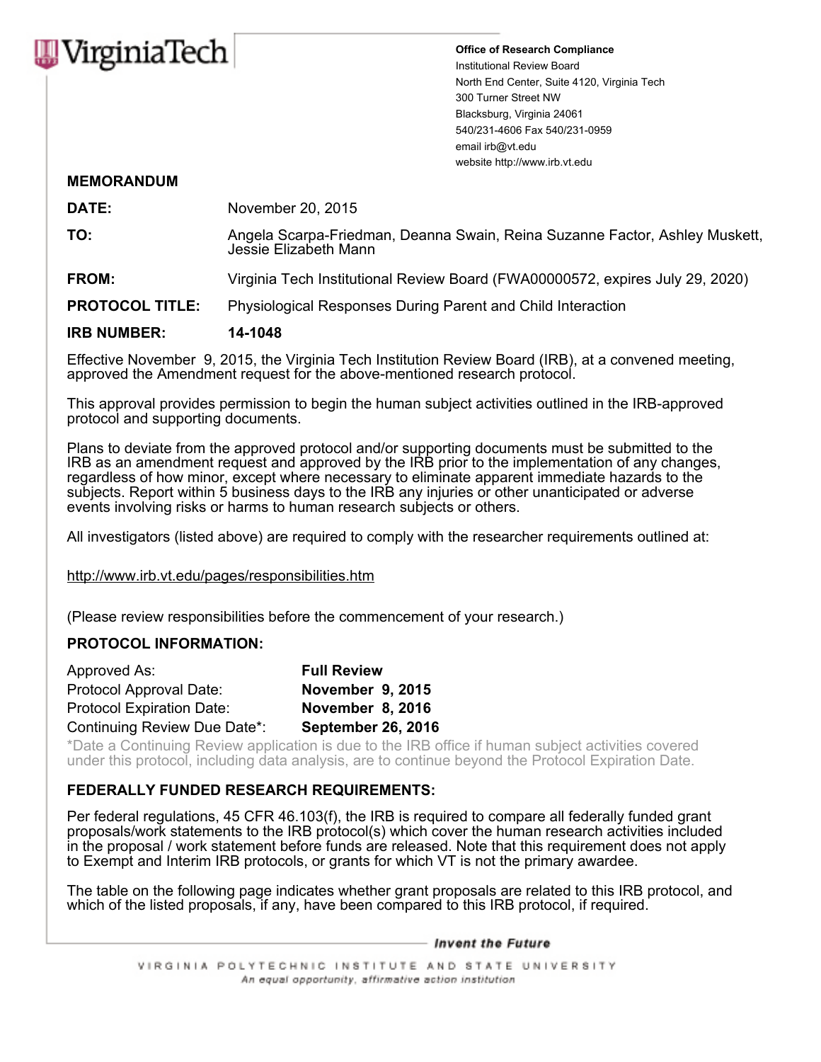VirginiaTech

**Office of Research Compliance**
Institutional Review Board
North End Center, Suite 4120, Virginia Tech
300 Turner Street NW
Blacksburg, Virginia 24061
540/231-4606 Fax 540/231-0959
email irb@vt.edu
website http://www.irb.vt.edu

**MEMORANDUM**

**DATE:** November 20, 2015

**TO:** Angela Scarpa-Friedman, Deanna Swain, Reina Suzanne Factor, Ashley Muskett, Jessie Elizabeth Mann

**FROM:** Virginia Tech Institutional Review Board (FWA00000572, expires July 29, 2020)

**PROTOCOL TITLE:** Physiological Responses During Parent and Child Interaction

**IRB NUMBER:** **14-1048**

Effective November 9, 2015, the Virginia Tech Institution Review Board (IRB), at a convened meeting, approved the Amendment request for the above-mentioned research protocol.

This approval provides permission to begin the human subject activities outlined in the IRB-approved protocol and supporting documents.

Plans to deviate from the approved protocol and/or supporting documents must be submitted to the IRB as an amendment request and approved by the IRB prior to the implementation of any changes, regardless of how minor, except where necessary to eliminate apparent immediate hazards to the subjects. Report within 5 business days to the IRB any injuries or other unanticipated or adverse events involving risks or harms to human research subjects or others.

All investigators (listed above) are required to comply with the researcher requirements outlined at:

http://www.irb.vt.edu/pages/responsibilities.htm

(Please review responsibilities before the commencement of your research.)

**PROTOCOL INFORMATION:**

Approved As: **Full Review**
Protocol Approval Date: **November 9, 2015**
Protocol Expiration Date: **November 8, 2016**
Continuing Review Due Date*: **September 26, 2016**

*Date a Continuing Review application is due to the IRB office if human subject activities covered under this protocol, including data analysis, are to continue beyond the Protocol Expiration Date.

**FEDERALLY FUNDED RESEARCH REQUIREMENTS:**

Per federal regulations, 45 CFR 46.103(f), the IRB is required to compare all federally funded grant proposals/work statements to the IRB protocol(s) which cover the human research activities included in the proposal / work statement before funds are released. Note that this requirement does not apply to Exempt and Interim IRB protocols, or grants for which VT is not the primary awardee.

The table on the following page indicates whether grant proposals are related to this IRB protocol, and which of the listed proposals, if any, have been compared to this IRB protocol, if required.

*Invent the Future*

VIRGINIA POLYTECHNIC INSTITUTE AND STATE UNIVERSITY
*An equal opportunity, affirmative action institution*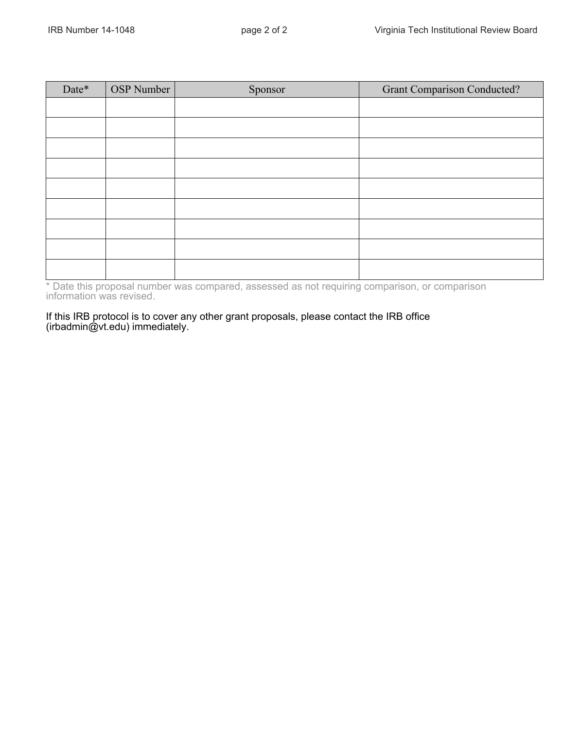| Date* | OSP Number | Sponsor | Grant Comparison Conducted? |
| --- | --- | --- | --- |
| | | | |
| | | | |
| | | | |
| | | | |
| | | | |
| | | | |
| | | | |
| | | | |
| | | | |

* Date this proposal number was compared, assessed as not requiring comparison, or comparison information was revised.

If this IRB protocol is to cover any other grant proposals, please contact the IRB office (irbadmin@vt.edu) immediately.